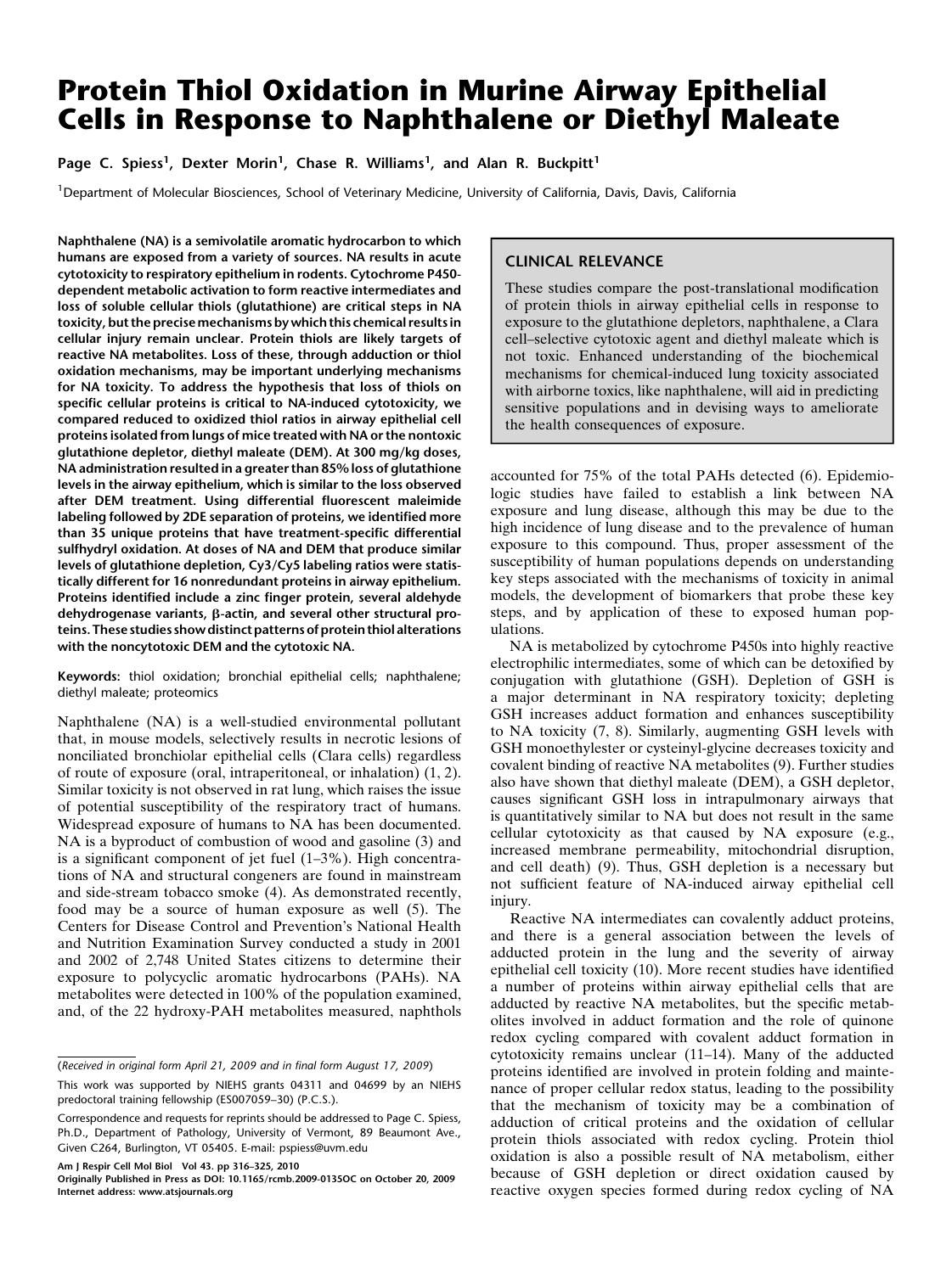# Protein Thiol Oxidation in Murine Airway Epithelial Cells in Response to Naphthalene or Diethyl Maleate

**Page C. Spiess[1], Dexter Morin[1], Chase R. Williams[1], and Alan R. Buckpitt[1]**

[1]Department of Molecular Biosciences, School of Veterinary Medicine, University of California, Davis, Davis, California

**Naphthalene (NA) is a semivolatile aromatic hydrocarbon to which humans are exposed from a variety of sources. NA results in acute cytotoxicity to respiratory epithelium in rodents. Cytochrome P450-dependent metabolic activation to form reactive intermediates and loss of soluble cellular thiols (glutathione) are critical steps in NA toxicity, but the precise mechanisms by which this chemical results in cellular injury remain unclear. Protein thiols are likely targets of reactive NA metabolites. Loss of these, through adduction or thiol oxidation mechanisms, may be important underlying mechanisms for NA toxicity. To address the hypothesis that loss of thiols on specific cellular proteins is critical to NA-induced cytotoxicity, we compared reduced to oxidized thiol ratios in airway epithelial cell proteins isolated from lungs of mice treated with NA or the nontoxic glutathione depletor, diethyl maleate (DEM). At 300 mg/kg doses, NA administration resulted in a greater than 85% loss of glutathione levels in the airway epithelium, which is similar to the loss observed after DEM treatment. Using differential fluorescent maleimide labeling followed by 2DE separation of proteins, we identified more than 35 unique proteins that have treatment-specific differential sulfhydryl oxidation. At doses of NA and DEM that produce similar levels of glutathione depletion, Cy3/Cy5 labeling ratios were statistically different for 16 nonredundant proteins in airway epithelium. Proteins identified include a zinc finger protein, several aldehyde dehydrogenase variants, β-actin, and several other structural proteins. These studies show distinct patterns of protein thiol alterations with the noncytotoxic DEM and the cytotoxic NA.**

**Keywords:** thiol oxidation; bronchial epithelial cells; naphthalene; diethyl maleate; proteomics

## CLINICAL RELEVANCE

These studies compare the post-translational modification of protein thiols in airway epithelial cells in response to exposure to the glutathione depletors, naphthalene, a Clara cell–selective cytotoxic agent and diethyl maleate which is not toxic. Enhanced understanding of the biochemical mechanisms for chemical-induced lung toxicity associated with airborne toxics, like naphthalene, will aid in predicting sensitive populations and in devising ways to ameliorate the health consequences of exposure.

Naphthalene (NA) is a well-studied environmental pollutant that, in mouse models, selectively results in necrotic lesions of nonciliated bronchiolar epithelial cells (Clara cells) regardless of route of exposure (oral, intraperitoneal, or inhalation) (1, 2). Similar toxicity is not observed in rat lung, which raises the issue of potential susceptibility of the respiratory tract of humans. Widespread exposure of humans to NA has been documented. NA is a byproduct of combustion of wood and gasoline (3) and is a significant component of jet fuel (1–3%). High concentrations of NA and structural congeners are found in mainstream and side-stream tobacco smoke (4). As demonstrated recently, food may be a source of human exposure as well (5). The Centers for Disease Control and Prevention's National Health and Nutrition Examination Survey conducted a study in 2001 and 2002 of 2,748 United States citizens to determine their exposure to polycyclic aromatic hydrocarbons (PAHs). NA metabolites were detected in 100% of the population examined, and, of the 22 hydroxy-PAH metabolites measured, naphthols accounted for 75% of the total PAHs detected (6). Epidemiologic studies have failed to establish a link between NA exposure and lung disease, although this may be due to the high incidence of lung disease and to the prevalence of human exposure to this compound. Thus, proper assessment of the susceptibility of human populations depends on understanding key steps associated with the mechanisms of toxicity in animal models, the development of biomarkers that probe these key steps, and by application of these to exposed human populations.

NA is metabolized by cytochrome P450s into highly reactive electrophilic intermediates, some of which can be detoxified by conjugation with glutathione (GSH). Depletion of GSH is a major determinant in NA respiratory toxicity; depleting GSH increases adduct formation and enhances susceptibility to NA toxicity (7, 8). Similarly, augmenting GSH levels with GSH monoethylester or cysteinyl-glycine decreases toxicity and covalent binding of reactive NA metabolites (9). Further studies also have shown that diethyl maleate (DEM), a GSH depletor, causes significant GSH loss in intrapulmonary airways that is quantitatively similar to NA but does not result in the same cellular cytotoxicity as that caused by NA exposure (e.g., increased membrane permeability, mitochondrial disruption, and cell death) (9). Thus, GSH depletion is a necessary but not sufficient feature of NA-induced airway epithelial cell injury.

Reactive NA intermediates can covalently adduct proteins, and there is a general association between the levels of adducted protein in the lung and the severity of airway epithelial cell toxicity (10). More recent studies have identified a number of proteins within airway epithelial cells that are adducted by reactive NA metabolites, but the specific metabolites involved in adduct formation and the role of quinone redox cycling compared with covalent adduct formation in cytotoxicity remains unclear (11–14). Many of the adducted proteins identified are involved in protein folding and maintenance of proper cellular redox status, leading to the possibility that the mechanism of toxicity may be a combination of adduction of critical proteins and the oxidation of cellular protein thiols associated with redox cycling. Protein thiol oxidation is also a possible result of NA metabolism, either because of GSH depletion or direct oxidation caused by reactive oxygen species formed during redox cycling of NA

(*Received in original form April 21, 2009 and in final form August 17, 2009*)

This work was supported by NIEHS grants 04311 and 04699 by an NIEHS predoctoral training fellowship (ES007059–30) (P.C.S.).

Correspondence and requests for reprints should be addressed to Page C. Spiess, Ph.D., Department of Pathology, University of Vermont, 89 Beaumont Ave., Given C264, Burlington, VT 05405. E-mail: pspiess@uvm.edu

Am J Respir Cell Mol Biol Vol 43. pp 316–325, 2010

Originally Published in Press as DOI: 10.1165/rcmb.2009-0135OC on October 20, 2009

Internet address: www.atsjournals.org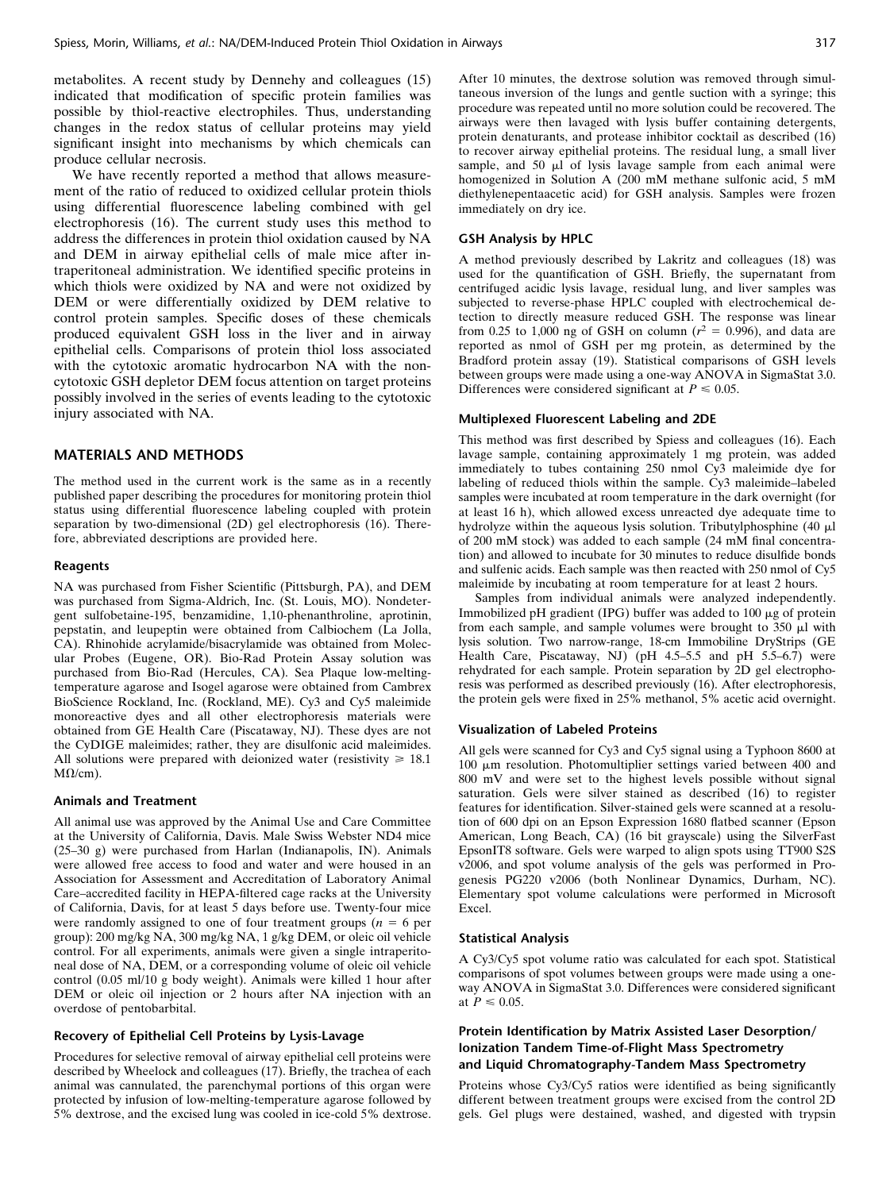metabolites. A recent study by Dennehy and colleagues (15) indicated that modification of specific protein families was possible by thiol-reactive electrophiles. Thus, understanding changes in the redox status of cellular proteins may yield significant insight into mechanisms by which chemicals can produce cellular necrosis.

We have recently reported a method that allows measurement of the ratio of reduced to oxidized cellular protein thiols using differential fluorescence labeling combined with gel electrophoresis (16). The current study uses this method to address the differences in protein thiol oxidation caused by NA and DEM in airway epithelial cells of male mice after intraperitoneal administration. We identified specific proteins in which thiols were oxidized by NA and were not oxidized by DEM or were differentially oxidized by DEM relative to control protein samples. Specific doses of these chemicals produced equivalent GSH loss in the liver and in airway epithelial cells. Comparisons of protein thiol loss associated with the cytotoxic aromatic hydrocarbon NA with the noncytotoxic GSH depletor DEM focus attention on target proteins possibly involved in the series of events leading to the cytotoxic injury associated with NA.

## MATERIALS AND METHODS

The method used in the current work is the same as in a recently published paper describing the procedures for monitoring protein thiol status using differential fluorescence labeling coupled with protein separation by two-dimensional (2D) gel electrophoresis (16). Therefore, abbreviated descriptions are provided here.

### Reagents

NA was purchased from Fisher Scientific (Pittsburgh, PA), and DEM was purchased from Sigma-Aldrich, Inc. (St. Louis, MO). Nondetergent sulfobetaine-195, benzamidine, 1,10-phenanthroline, aprotinin, pepstatin, and leupeptin were obtained from Calbiochem (La Jolla, CA). Rhinohide acrylamide/bisacrylamide was obtained from Molecular Probes (Eugene, OR). Bio-Rad Protein Assay solution was purchased from Bio-Rad (Hercules, CA). Sea Plaque low-melting-temperature agarose and Isogel agarose were obtained from Cambrex BioScience Rockland, Inc. (Rockland, ME). Cy3 and Cy5 maleimide monoreactive dyes and all other electrophoresis materials were obtained from GE Health Care (Piscataway, NJ). These dyes are not the CyDIGE maleimides; rather, they are disulfonic acid maleimides. All solutions were prepared with deionized water (resistivity $\geq$ 18.1 M$\Omega$/cm).

### Animals and Treatment

All animal use was approved by the Animal Use and Care Committee at the University of California, Davis. Male Swiss Webster ND4 mice (25–30 g) were purchased from Harlan (Indianapolis, IN). Animals were allowed free access to food and water and were housed in an Association for Assessment and Accreditation of Laboratory Animal Care–accredited facility in HEPA-filtered cage racks at the University of California, Davis, for at least 5 days before use. Twenty-four mice were randomly assigned to one of four treatment groups ($n$ = 6 per group): 200 mg/kg NA, 300 mg/kg NA, 1 g/kg DEM, or oleic oil vehicle control. For all experiments, animals were given a single intraperitoneal dose of NA, DEM, or a corresponding volume of oleic oil vehicle control (0.05 ml/10 g body weight). Animals were killed 1 hour after DEM or oleic oil injection or 2 hours after NA injection with an overdose of pentobarbital.

### Recovery of Epithelial Cell Proteins by Lysis-Lavage

Procedures for selective removal of airway epithelial cell proteins were described by Wheelock and colleagues (17). Briefly, the trachea of each animal was cannulated, the parenchymal portions of this organ were protected by infusion of low-melting-temperature agarose followed by 5% dextrose, and the excised lung was cooled in ice-cold 5% dextrose. After 10 minutes, the dextrose solution was removed through simultaneous inversion of the lungs and gentle suction with a syringe; this procedure was repeated until no more solution could be recovered. The airways were then lavaged with lysis buffer containing detergents, protein denaturants, and protease inhibitor cocktail as described (16) to recover airway epithelial proteins. The residual lung, a small liver sample, and 50 μl of lysis lavage sample from each animal were homogenized in Solution A (200 mM methane sulfonic acid, 5 mM diethylenepentaacetic acid) for GSH analysis. Samples were frozen immediately on dry ice.

### GSH Analysis by HPLC

A method previously described by Lakritz and colleagues (18) was used for the quantification of GSH. Briefly, the supernatant from centrifuged acidic lysis lavage, residual lung, and liver samples was subjected to reverse-phase HPLC coupled with electrochemical detection to directly measure reduced GSH. The response was linear from 0.25 to 1,000 ng of GSH on column ($r^2$ = 0.996), and data are reported as nmol of GSH per mg protein, as determined by the Bradford protein assay (19). Statistical comparisons of GSH levels between groups were made using a one-way ANOVA in SigmaStat 3.0. Differences were considered significant at $P \leq 0.05$.

### Multiplexed Fluorescent Labeling and 2DE

This method was first described by Spiess and colleagues (16). Each lavage sample, containing approximately 1 mg protein, was added immediately to tubes containing 250 nmol Cy3 maleimide dye for labeling of reduced thiols within the sample. Cy3 maleimide–labeled samples were incubated at room temperature in the dark overnight (for at least 16 h), which allowed excess unreacted dye adequate time to hydrolyze within the aqueous lysis solution. Tributylphosphine (40 μl of 200 mM stock) was added to each sample (24 mM final concentration) and allowed to incubate for 30 minutes to reduce disulfide bonds and sulfenic acids. Each sample was then reacted with 250 nmol of Cy5 maleimide by incubating at room temperature for at least 2 hours.

Samples from individual animals were analyzed independently. Immobilized pH gradient (IPG) buffer was added to 100 μg of protein from each sample, and sample volumes were brought to 350 μl with lysis solution. Two narrow-range, 18-cm Immobiline DryStrips (GE Health Care, Piscataway, NJ) (pH 4.5–5.5 and pH 5.5–6.7) were rehydrated for each sample. Protein separation by 2D gel electrophoresis was performed as described previously (16). After electrophoresis, the protein gels were fixed in 25% methanol, 5% acetic acid overnight.

### Visualization of Labeled Proteins

All gels were scanned for Cy3 and Cy5 signal using a Typhoon 8600 at 100 μm resolution. Photomultiplier settings varied between 400 and 800 mV and were set to the highest levels possible without signal saturation. Gels were silver stained as described (16) to register features for identification. Silver-stained gels were scanned at a resolution of 600 dpi on an Epson Expression 1680 flatbed scanner (Epson American, Long Beach, CA) (16 bit grayscale) using the SilverFast EpsonIT8 software. Gels were warped to align spots using TT900 S2S v2006, and spot volume analysis of the gels was performed in Progenesis PG220 v2006 (both Nonlinear Dynamics, Durham, NC). Elementary spot volume calculations were performed in Microsoft Excel.

### Statistical Analysis

A Cy3/Cy5 spot volume ratio was calculated for each spot. Statistical comparisons of spot volumes between groups were made using a one-way ANOVA in SigmaStat 3.0. Differences were considered significant at $P \leq 0.05$.

### Protein Identification by Matrix Assisted Laser Desorption/Ionization Tandem Time-of-Flight Mass Spectrometry and Liquid Chromatography-Tandem Mass Spectrometry

Proteins whose Cy3/Cy5 ratios were identified as being significantly different between treatment groups were excised from the control 2D gels. Gel plugs were destained, washed, and digested with trypsin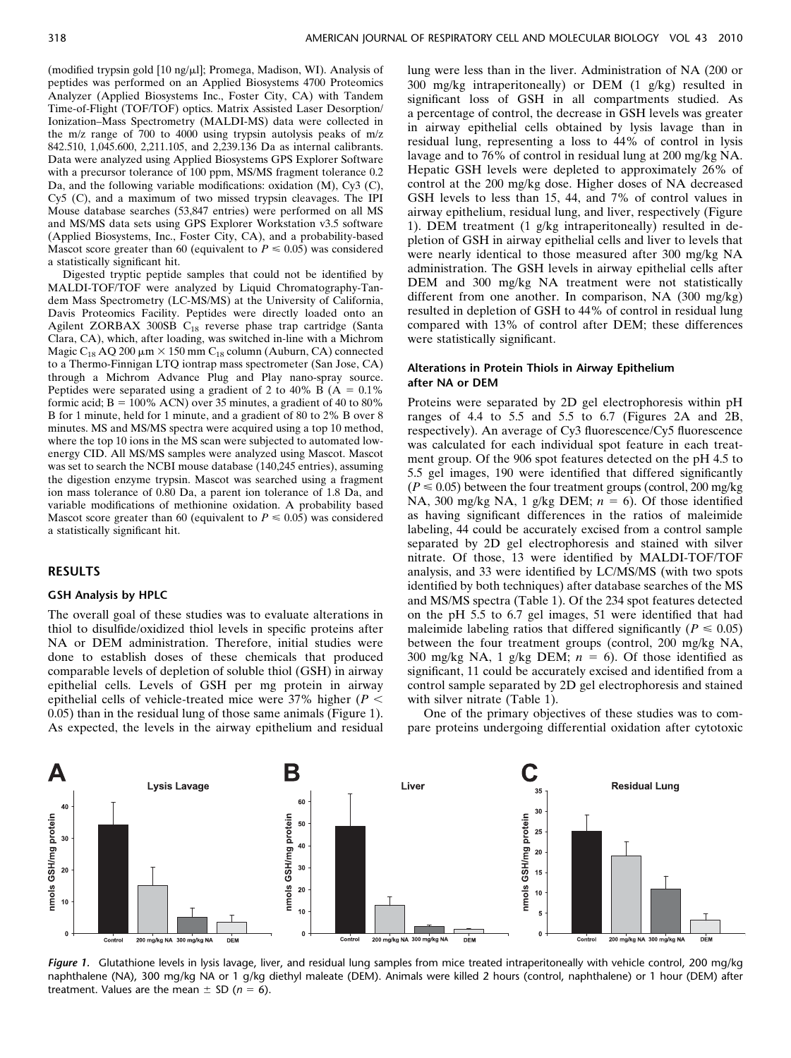(modified trypsin gold [10 ng/μl]; Promega, Madison, WI). Analysis of peptides was performed on an Applied Biosystems 4700 Proteomics Analyzer (Applied Biosystems Inc., Foster City, CA) with Tandem Time-of-Flight (TOF/TOF) optics. Matrix Assisted Laser Desorption/Ionization–Mass Spectrometry (MALDI-MS) data were collected in the m/z range of 700 to 4000 using trypsin autolysis peaks of m/z 842.510, 1,045.600, 2,211.105, and 2,239.136 Da as internal calibrants. Data were analyzed using Applied Biosystems GPS Explorer Software with a precursor tolerance of 100 ppm, MS/MS fragment tolerance 0.2 Da, and the following variable modifications: oxidation (M), Cy3 (C), Cy5 (C), and a maximum of two missed trypsin cleavages. The IPI Mouse database searches (53,847 entries) were performed on all MS and MS/MS data sets using GPS Explorer Workstation v3.5 software (Applied Biosystems, Inc., Foster City, CA), and a probability-based Mascot score greater than 60 (equivalent to $P \leq 0.05$) was considered a statistically significant hit.

Digested tryptic peptide samples that could not be identified by MALDI-TOF/TOF were analyzed by Liquid Chromatography-Tandem Mass Spectrometry (LC-MS/MS) at the University of California, Davis Proteomics Facility. Peptides were directly loaded onto an Agilent ZORBAX 300SB $C_{18}$ reverse phase trap cartridge (Santa Clara, CA), which, after loading, was switched in-line with a Michrom Magic $C_{18}$ AQ 200 μm × 150 mm $C_{18}$ column (Auburn, CA) connected to a Thermo-Finnigan LTQ iontrap mass spectrometer (San Jose, CA) through a Michrom Advance Plug and Play nano-spray source. Peptides were separated using a gradient of 2 to 40% B (A = 0.1% formic acid; B = 100% ACN) over 35 minutes, a gradient of 40 to 80% B for 1 minute, held for 1 minute, and a gradient of 80 to 2% B over 8 minutes. MS and MS/MS spectra were acquired using a top 10 method, where the top 10 ions in the MS scan were subjected to automated low-energy CID. All MS/MS samples were analyzed using Mascot. Mascot was set to search the NCBI mouse database (140,245 entries), assuming the digestion enzyme trypsin. Mascot was searched using a fragment ion mass tolerance of 0.80 Da, a parent ion tolerance of 1.8 Da, and variable modifications of methionine oxidation. A probability based Mascot score greater than 60 (equivalent to $P \leq 0.05$) was considered a statistically significant hit.

## RESULTS

### GSH Analysis by HPLC

The overall goal of these studies was to evaluate alterations in thiol to disulfide/oxidized thiol levels in specific proteins after NA or DEM administration. Therefore, initial studies were done to establish doses of these chemicals that produced comparable levels of depletion of soluble thiol (GSH) in airway epithelial cells. Levels of GSH per mg protein in airway epithelial cells of vehicle-treated mice were 37% higher ($P < 0.05$) than in the residual lung of those same animals (Figure 1). As expected, the levels in the airway epithelium and residual lung were less than in the liver. Administration of NA (200 or 300 mg/kg intraperitoneally) or DEM (1 g/kg) resulted in significant loss of GSH in all compartments studied. As a percentage of control, the decrease in GSH levels was greater in airway epithelial cells obtained by lysis lavage than in residual lung, representing a loss to 44% of control in lysis lavage and to 76% of control in residual lung at 200 mg/kg NA. Hepatic GSH levels were depleted to approximately 26% of control at the 200 mg/kg dose. Higher doses of NA decreased GSH levels to less than 15, 44, and 7% of control values in airway epithelium, residual lung, and liver, respectively (Figure 1). DEM treatment (1 g/kg intraperitoneally) resulted in depletion of GSH in airway epithelial cells and liver to levels that were nearly identical to those measured after 300 mg/kg NA administration. The GSH levels in airway epithelial cells after DEM and 300 mg/kg NA treatment were not statistically different from one another. In comparison, NA (300 mg/kg) resulted in depletion of GSH to 44% of control in residual lung compared with 13% of control after DEM; these differences were statistically significant.

### Alterations in Protein Thiols in Airway Epithelium after NA or DEM

Proteins were separated by 2D gel electrophoresis within pH ranges of 4.4 to 5.5 and 5.5 to 6.7 (Figures 2A and 2B, respectively). An average of Cy3 fluorescence/Cy5 fluorescence was calculated for each individual spot feature in each treatment group. Of the 906 spot features detected on the pH 4.5 to 5.5 gel images, 190 were identified that differed significantly ($P \leq 0.05$) between the four treatment groups (control, 200 mg/kg NA, 300 mg/kg NA, 1 g/kg DEM; $n = 6$). Of those identified as having significant differences in the ratios of maleimide labeling, 44 could be accurately excised from a control sample separated by 2D gel electrophoresis and stained with silver nitrate. Of those, 13 were identified by MALDI-TOF/TOF analysis, and 33 were identified by LC/MS/MS (with two spots identified by both techniques) after database searches of the MS and MS/MS spectra (Table 1). Of the 234 spot features detected on the pH 5.5 to 6.7 gel images, 51 were identified that had maleimide labeling ratios that differed significantly ($P \leq 0.05$) between the four treatment groups (control, 200 mg/kg NA, 300 mg/kg NA, 1 g/kg DEM; $n = 6$). Of those identified as significant, 11 could be accurately excised and identified from a control sample separated by 2D gel electrophoresis and stained with silver nitrate (Table 1).

One of the primary objectives of these studies was to compare proteins undergoing differential oxidation after cytotoxic

A
Lysis Lavage
nmols GSH/mg protein
0
10
20
30
40
Control
200 mg/kg NA
300 mg/kg NA
DEM

B
Liver
nmols GSH/mg protein
0
10
20
30
40
50
60
Control
200 mg/kg NA
300 mg/kg NA
DEM

C
Residual Lung
nmols GSH/mg protein
0
5
10
15
20
25
30
35
Control
200 mg/kg NA
300 mg/kg NA
DEM

*Figure 1.* Glutathione levels in lysis lavage, liver, and residual lung samples from mice treated intraperitoneally with vehicle control, 200 mg/kg naphthalene (NA), 300 mg/kg NA or 1 g/kg diethyl maleate (DEM). Animals were killed 2 hours (control, naphthalene) or 1 hour (DEM) after treatment. Values are the mean ± SD ($n = 6$).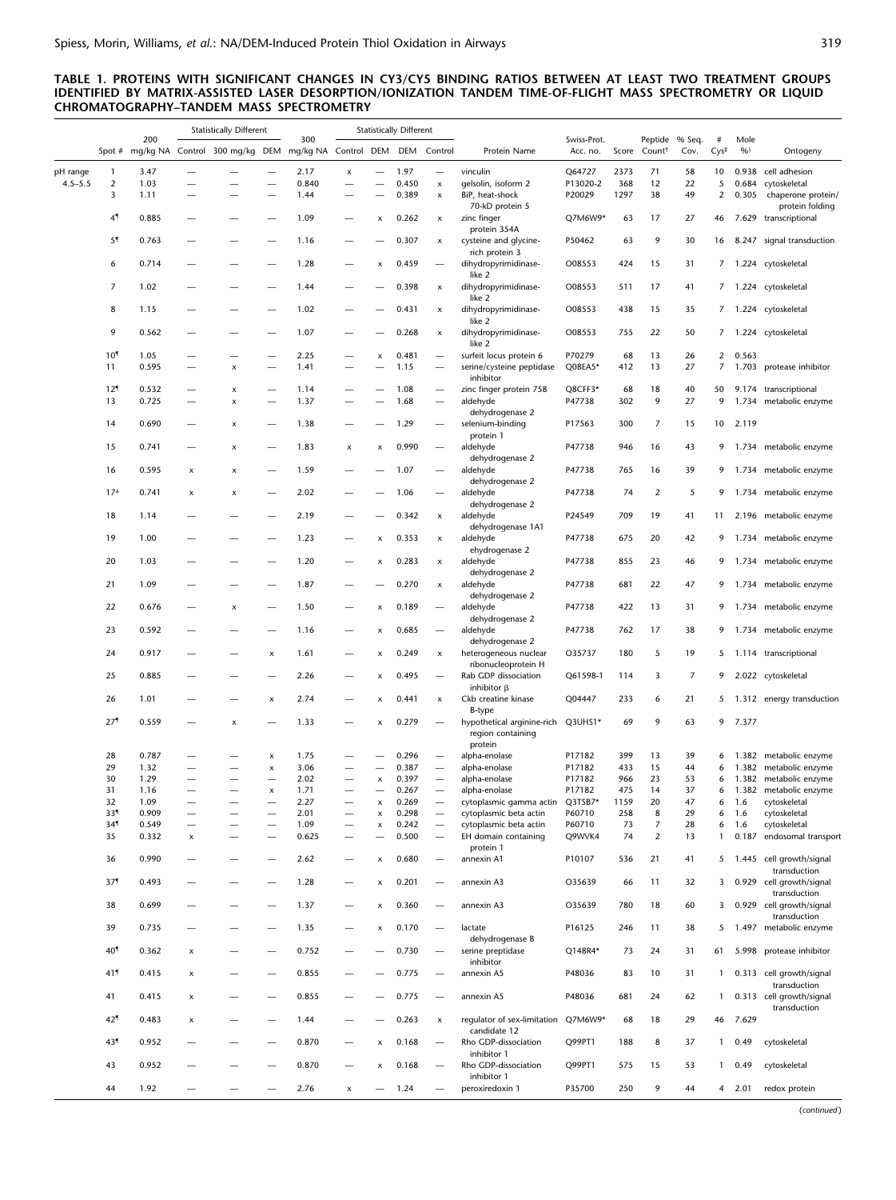**TABLE 1. PROTEINS WITH SIGNIFICANT CHANGES IN CY3/CY5 BINDING RATIOS BETWEEN AT LEAST TWO TREATMENT GROUPS IDENTIFIED BY MATRIX-ASSISTED LASER DESORPTION/IONIZATION TANDEM TIME-OF-FLIGHT MASS SPECTROMETRY OR LIQUID CHROMATOGRAPHY–TANDEM MASS SPECTROMETRY**

| | | | Statistically Different | | | | Statistically Different | | | | | | | | | | | |
|---|---|---|---|---|---|---|---|---|---|---|---|---|---|---|---|---|---|---|
| | Spot # | 200 mg/kg NA | Control | 300 mg/kg | DEM | 300 mg/kg NA | Control | DEM | DEM | Control | Protein Name | Swiss-Prot. Acc. no. | Score | Peptide Count† | % Seq. Cov. | # Cys‡ | Mole %§ | Ontogeny |
| pH range 4.5–5.5 | 1 | 3.47 | — | — | — | 2.17 | x | — | 1.97 | — | vinculin | Q64727 | 2373 | 71 | 58 | 10 | 0.938 | cell adhesion |
| | 2 | 1.03 | — | — | — | 0.840 | — | — | 0.450 | x | gelsolin, isoform 2 | P13020-2 | 368 | 12 | 22 | 5 | 0.684 | cytoskeletal |
| | 3 | 1.11 | — | — | — | 1.44 | — | — | 0.389 | x | BiP, heat-shock 70-kD protein 5 | P20029 | 1297 | 38 | 49 | 2 | 0.305 | chaperone protein/ protein folding |
| | 4¶ | 0.885 | — | — | — | 1.09 | — | x | 0.262 | x | zinc finger protein 354A | Q7M6W9* | 63 | 17 | 27 | 46 | 7.629 | transcriptional |
| | 5¶ | 0.763 | — | — | — | 1.16 | — | — | 0.307 | x | cysteine and glycine-rich protein 3 | P50462 | 63 | 9 | 30 | 16 | 8.247 | signal transduction |
| | 6 | 0.714 | — | — | — | 1.28 | — | x | 0.459 | — | dihydropyrimidinase-like 2 | O08553 | 424 | 15 | 31 | 7 | 1.224 | cytoskeletal |
| | 7 | 1.02 | — | — | — | 1.44 | — | — | 0.398 | x | dihydropyrimidinase-like 2 | O08553 | 511 | 17 | 41 | 7 | 1.224 | cytoskeletal |
| | 8 | 1.15 | — | — | — | 1.02 | — | — | 0.431 | x | dihydropyrimidinase-like 2 | O08553 | 438 | 15 | 35 | 7 | 1.224 | cytoskeletal |
| | 9 | 0.562 | — | — | — | 1.07 | — | — | 0.268 | x | dihydropyrimidinase-like 2 | O08553 | 755 | 22 | 50 | 7 | 1.224 | cytoskeletal |
| | 10¶ | 1.05 | — | — | — | 2.25 | — | x | 0.481 | — | surfeit locus protein 6 | P70279 | 68 | 13 | 26 | 2 | 0.563 | |
| | 11 | 0.595 | — | x | — | 1.41 | — | — | 1.15 | — | serine/cysteine peptidase inhibitor | Q08EA5* | 412 | 13 | 27 | 7 | 1.703 | protease inhibitor |
| | 12¶ | 0.532 | — | x | — | 1.14 | — | — | 1.08 | — | zinc finger protein 758 | Q8CFF3* | 68 | 18 | 40 | 50 | 9.174 | transcriptional |
| | 13 | 0.725 | — | x | — | 1.37 | — | — | 1.68 | — | aldehyde dehydrogenase 2 | P47738 | 302 | 9 | 27 | 9 | 1.734 | metabolic enzyme |
| | 14 | 0.690 | — | x | — | 1.38 | — | — | 1.29 | — | selenium-binding protein 1 | P17563 | 300 | 7 | 15 | 10 | 2.119 | |
| | 15 | 0.741 | — | x | — | 1.83 | x | x | 0.990 | — | aldehyde dehydrogenase 2 | P47738 | 946 | 16 | 43 | 9 | 1.734 | metabolic enzyme |
| | 16 | 0.595 | x | x | — | 1.59 | — | — | 1.07 | — | aldehyde dehydrogenase 2 | P47738 | 765 | 16 | 39 | 9 | 1.734 | metabolic enzyme |
| | 17[a] | 0.741 | x | x | — | 2.02 | — | — | 1.06 | — | aldehyde dehydrogenase 2 | P47738 | 74 | 2 | 5 | 9 | 1.734 | metabolic enzyme |
| | 18 | 1.14 | — | — | — | 2.19 | — | — | 0.342 | x | aldehyde dehydrogenase 1A1 | P24549 | 709 | 19 | 41 | 11 | 2.196 | metabolic enzyme |
| | 19 | 1.00 | — | — | — | 1.23 | — | x | 0.353 | x | aldehyde ehydrogenase 2 | P47738 | 675 | 20 | 42 | 9 | 1.734 | metabolic enzyme |
| | 20 | 1.03 | — | — | — | 1.20 | — | x | 0.283 | x | aldehyde dehydrogenase 2 | P47738 | 855 | 23 | 46 | 9 | 1.734 | metabolic enzyme |
| | 21 | 1.09 | — | — | — | 1.87 | — | — | 0.270 | x | aldehyde dehydrogenase 2 | P47738 | 681 | 22 | 47 | 9 | 1.734 | metabolic enzyme |
| | 22 | 0.676 | — | x | — | 1.50 | — | x | 0.189 | — | aldehyde dehydrogenase 2 | P47738 | 422 | 13 | 31 | 9 | 1.734 | metabolic enzyme |
| | 23 | 0.592 | — | — | — | 1.16 | — | x | 0.685 | — | aldehyde dehydrogenase 2 | P47738 | 762 | 17 | 38 | 9 | 1.734 | metabolic enzyme |
| | 24 | 0.917 | — | — | x | 1.61 | — | x | 0.249 | x | heterogeneous nuclear ribonucleoprotein H | O35737 | 180 | 5 | 19 | 5 | 1.114 | transcriptional |
| | 25 | 0.885 | — | — | — | 2.26 | — | x | 0.495 | — | Rab GDP dissociation inhibitor β | Q61598-1 | 114 | 3 | 7 | 9 | 2.022 | cytoskeletal |
| | 26 | 1.01 | — | — | x | 2.74 | — | x | 0.441 | x | Ckb creatine kinase B-type | Q04447 | 233 | 6 | 21 | 5 | 1.312 | energy transduction |
| | 27¶ | 0.559 | — | x | — | 1.33 | — | x | 0.279 | — | hypothetical arginine-rich region containing protein | Q3UHS1* | 69 | 9 | 63 | 9 | 7.377 | |
| | 28 | 0.787 | — | — | x | 1.75 | — | — | 0.296 | — | alpha-enolase | P17182 | 399 | 13 | 39 | 6 | 1.382 | metabolic enzyme |
| | 29 | 1.32 | — | — | x | 3.06 | — | — | 0.387 | — | alpha-enolase | P17182 | 433 | 15 | 44 | 6 | 1.382 | metabolic enzyme |
| | 30 | 1.29 | — | — | — | 2.02 | — | x | 0.397 | — | alpha-enolase | P17182 | 966 | 23 | 53 | 6 | 1.382 | metabolic enzyme |
| | 31 | 1.16 | — | — | x | 1.71 | — | — | 0.267 | — | alpha-enolase | P17182 | 475 | 14 | 37 | 6 | 1.382 | metabolic enzyme |
| | 32 | 1.09 | — | — | — | 2.27 | — | x | 0.269 | — | cytoplasmic gamma actin | Q3TSB7* | 1159 | 20 | 47 | 6 | 1.6 | cytoskeletal |
| | 33¶ | 0.909 | — | — | — | 2.01 | — | x | 0.298 | — | cytoplasmic beta actin | P60710 | 258 | 8 | 29 | 6 | 1.6 | cytoskeletal |
| | 34¶ | 0.549 | — | — | — | 1.09 | — | x | 0.242 | — | cytoplasmic beta actin | P60710 | 73 | 7 | 28 | 6 | 1.6 | cytoskeletal |
| | 35 | 0.332 | x | — | — | 0.625 | — | — | 0.500 | — | EH domain containing protein 1 | Q9WVK4 | 74 | 2 | 13 | 1 | 0.187 | endosomal transport |
| | 36 | 0.990 | — | — | — | 2.62 | — | x | 0.680 | — | annexin A1 | P10107 | 536 | 21 | 41 | 5 | 1.445 | cell growth/signal transduction |
| | 37¶ | 0.493 | — | — | — | 1.28 | — | x | 0.201 | — | annexin A3 | O35639 | 66 | 11 | 32 | 3 | 0.929 | cell growth/signal transduction |
| | 38 | 0.699 | — | — | — | 1.37 | — | x | 0.360 | — | annexin A3 | O35639 | 780 | 18 | 60 | 3 | 0.929 | cell growth/signal transduction |
| | 39 | 0.735 | — | — | — | 1.35 | — | x | 0.170 | — | lactate dehydrogenase B | P16125 | 246 | 11 | 38 | 5 | 1.497 | metabolic enzyme |
| | 40¶ | 0.362 | x | — | — | 0.752 | — | — | 0.730 | — | serine peptidase inhibitor | Q148R4* | 73 | 24 | 31 | 61 | 5.998 | protease inhibitor |
| | 41¶ | 0.415 | x | — | — | 0.855 | — | — | 0.775 | — | annexin A5 | P48036 | 83 | 10 | 31 | 1 | 0.313 | cell growth/signal transduction |
| | 41 | 0.415 | x | — | — | 0.855 | — | — | 0.775 | — | annexin A5 | P48036 | 681 | 24 | 62 | 1 | 0.313 | cell growth/signal transduction |
| | 42¶ | 0.483 | x | — | — | 1.44 | — | — | 0.263 | x | regulator of sex-limitation candidate 12 | Q7M6W9* | 68 | 18 | 29 | 46 | 7.629 | |
| | 43¶ | 0.952 | — | — | — | 0.870 | — | x | 0.168 | — | Rho GDP-dissociation inhibitor 1 | Q99PT1 | 188 | 8 | 37 | 1 | 0.49 | cytoskeletal |
| | 43 | 0.952 | — | — | — | 0.870 | — | x | 0.168 | — | Rho GDP-dissociation inhibitor 1 | Q99PT1 | 575 | 15 | 53 | 1 | 0.49 | cytoskeletal |
| | 44 | 1.92 | — | — | — | 2.76 | x | — | 1.24 | — | peroxiredoxin 1 | P35700 | 250 | 9 | 44 | 4 | 2.01 | redox protein |

(*continued*)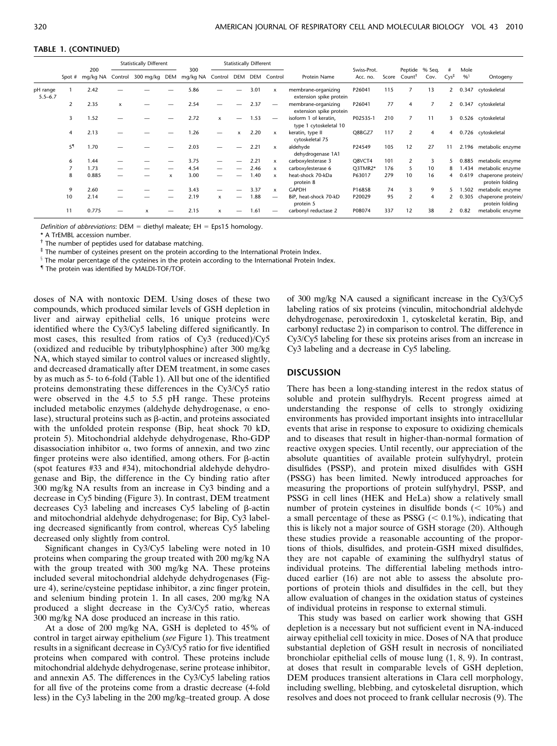**TABLE 1. (CONTINUED)**

| | Spot # | 200 mg/kg NA | Statistically Different | | | 300 mg/kg NA | Statistically Different | | | | Protein Name | Swiss-Prot. Acc. no. | Score | Peptide Count[†] | % Seq. Cov. | # Cys[‡] | Mole %[§] | Ontogeny |
|---|---|---|---|---|---|---|---|---|---|---|---|---|---|---|---|---|---|---|
| | | | Control | 300 mg/kg | DEM | | Control | DEM | DEM | Control | | | | | | | | |
| pH range 5.5–6.7 | 1 | 2.42 | — | — | — | 5.86 | — | — | 3.01 | x | membrane-organizing extension spike protein | P26041 | 115 | 7 | 13 | 2 | 0.347 | cytoskeletal |
| | 2 | 2.35 | x | — | — | 2.54 | — | — | 2.37 | — | membrane-organizing extension spike protein | P26041 | 77 | 4 | 7 | 2 | 0.347 | cytoskeletal |
| | 3 | 1.52 | — | — | — | 2.72 | x | — | 1.53 | — | isoform 1 of keratin, type 1 cytoskeletal 10 | P02535-1 | 210 | 7 | 11 | 3 | 0.526 | cytoskeletal |
| | 4 | 2.13 | — | — | — | 1.26 | — | x | 2.20 | x | keratin, type II cytoskeletal 75 | Q8BGZ7 | 117 | 2 | 4 | 4 | 0.726 | cytoskeletal |
| | 5[¶] | 1.70 | — | — | — | 2.03 | — | — | 2.21 | x | aldehyde dehydrogenase 1A1 | P24549 | 105 | 12 | 27 | 11 | 2.196 | metabolic enzyme |
| | 6 | 1.44 | — | — | — | 3.75 | — | — | 2.21 | x | carboxylesterase 3 | Q8VCT4 | 101 | 2 | 3 | 5 | 0.885 | metabolic enzyme |
| | 7 | 1.73 | — | — | — | 4.54 | — | — | 2.46 | x | carboxylesterase 6 | Q3TMR2* | 176 | 5 | 10 | 8 | 1.434 | metabolic enzyme |
| | 8 | 0.885 | — | — | x | 3.00 | — | — | 1.40 | x | heat-shock 70-kDa protein 8 | P63017 | 279 | 10 | 16 | 4 | 0.619 | chaperone protein/ protein folding |
| | 9 | 2.60 | — | — | — | 3.43 | — | — | 3.37 | x | GAPDH | P16858 | 74 | 3 | 9 | 5 | 1.502 | metabolic enzyme |
| | 10 | 2.14 | — | — | — | 2.19 | x | — | 1.88 | — | BiP, heat-shock 70-kD protein 5 | P20029 | 95 | 2 | 4 | 2 | 0.305 | chaperone protein/ protein folding |
| | 11 | 0.775 | — | x | — | 2.15 | x | — | 1.61 | — | carbonyl reductase 2 | P08074 | 337 | 12 | 38 | 2 | 0.82 | metabolic enzyme |

*Definition of abbreviations*: DEM = diethyl maleate; EH = Eps15 homology.

* A TrEMBL accession number.

[†] The number of peptides used for database matching.

[‡] The number of cysteines present on the protein according to the International Protein Index.

[§] The molar percentage of the cysteines in the protein according to the International Protein Index.

[¶] The protein was identified by MALDI-TOF/TOF.

doses of NA with nontoxic DEM. Using doses of these two compounds, which produced similar levels of GSH depletion in liver and airway epithelial cells, 16 unique proteins were identified where the Cy3/Cy5 labeling differed significantly. In most cases, this resulted from ratios of Cy3 (reduced)/Cy5 (oxidized and reducible by tributylphosphine) after 300 mg/kg NA, which stayed similar to control values or increased slightly, and decreased dramatically after DEM treatment, in some cases by as much as 5- to 6-fold (Table 1). All but one of the identified proteins demonstrating these differences in the Cy3/Cy5 ratio were observed in the 4.5 to 5.5 pH range. These proteins included metabolic enzymes (aldehyde dehydrogenase, α enolase), structural proteins such as β-actin, and proteins associated with the unfolded protein response (Bip, heat shock 70 kD, protein 5). Mitochondrial aldehyde dehydrogenase, Rho-GDP disassociation inhibitor α, two forms of annexin, and two zinc finger proteins were also identified, among others. For β-actin (spot features #33 and #34), mitochondrial aldehyde dehydrogenase and Bip, the difference in the Cy binding ratio after 300 mg/kg NA results from an increase in Cy3 binding and a decrease in Cy5 binding (Figure 3). In contrast, DEM treatment decreases Cy3 labeling and increases Cy5 labeling of β-actin and mitochondrial aldehyde dehydrogenase; for Bip, Cy3 labeling decreased significantly from control, whereas Cy5 labeling decreased only slightly from control.

Significant changes in Cy3/Cy5 labeling were noted in 10 proteins when comparing the group treated with 200 mg/kg NA with the group treated with 300 mg/kg NA. These proteins included several mitochondrial aldehyde dehydrogenases (Figure 4), serine/cysteine peptidase inhibitor, a zinc finger protein, and selenium binding protein 1. In all cases, 200 mg/kg NA produced a slight decrease in the Cy3/Cy5 ratio, whereas 300 mg/kg NA dose produced an increase in this ratio.

At a dose of 200 mg/kg NA, GSH is depleted to 45% of control in target airway epithelium (*see* Figure 1). This treatment results in a significant decrease in Cy3/Cy5 ratio for five identified proteins when compared with control. These proteins include mitochondrial aldehyde dehydrogenase, serine protease inhibitor, and annexin A5. The differences in the Cy3/Cy5 labeling ratios for all five of the proteins come from a drastic decrease (4-fold less) in the Cy3 labeling in the 200 mg/kg–treated group. A dose of 300 mg/kg NA caused a significant increase in the Cy3/Cy5 labeling ratios of six proteins (vinculin, mitochondrial aldehyde dehydrogenase, peroxiredoxin 1, cytoskeletal keratin, Bip, and carbonyl reductase 2) in comparison to control. The difference in Cy3/Cy5 labeling for these six proteins arises from an increase in Cy3 labeling and a decrease in Cy5 labeling.

## DISCUSSION

There has been a long-standing interest in the redox status of soluble and protein sulfhydryls. Recent progress aimed at understanding the response of cells to strongly oxidizing environments has provided important insights into intracellular events that arise in response to exposure to oxidizing chemicals and to diseases that result in higher-than-normal formation of reactive oxygen species. Until recently, our appreciation of the absolute quantities of available protein sulfyhydryl, protein disulfides (PSSP), and protein mixed disulfides with GSH (PSSG) has been limited. Newly introduced approaches for measuring the proportions of protein sulfyhydryl, PSSP, and PSSG in cell lines (HEK and HeLa) show a relatively small number of protein cysteines in disulfide bonds (< 10%) and a small percentage of these as PSSG (< 0.1%), indicating that this is likely not a major source of GSH storage (20). Although these studies provide a reasonable accounting of the proportions of thiols, disulfides, and protein-GSH mixed disulfides, they are not capable of examining the sulfhydryl status of individual proteins. The differential labeling methods introduced earlier (16) are not able to assess the absolute proportions of protein thiols and disulfides in the cell, but they allow evaluation of changes in the oxidation status of cysteines of individual proteins in response to external stimuli.

This study was based on earlier work showing that GSH depletion is a necessary but not sufficient event in NA-induced airway epithelial cell toxicity in mice. Doses of NA that produce substantial depletion of GSH result in necrosis of nonciliated bronchiolar epithelial cells of mouse lung (1, 8, 9). In contrast, at doses that result in comparable levels of GSH depletion, DEM produces transient alterations in Clara cell morphology, including swelling, blebbing, and cytoskeletal disruption, which resolves and does not proceed to frank cellular necrosis (9). The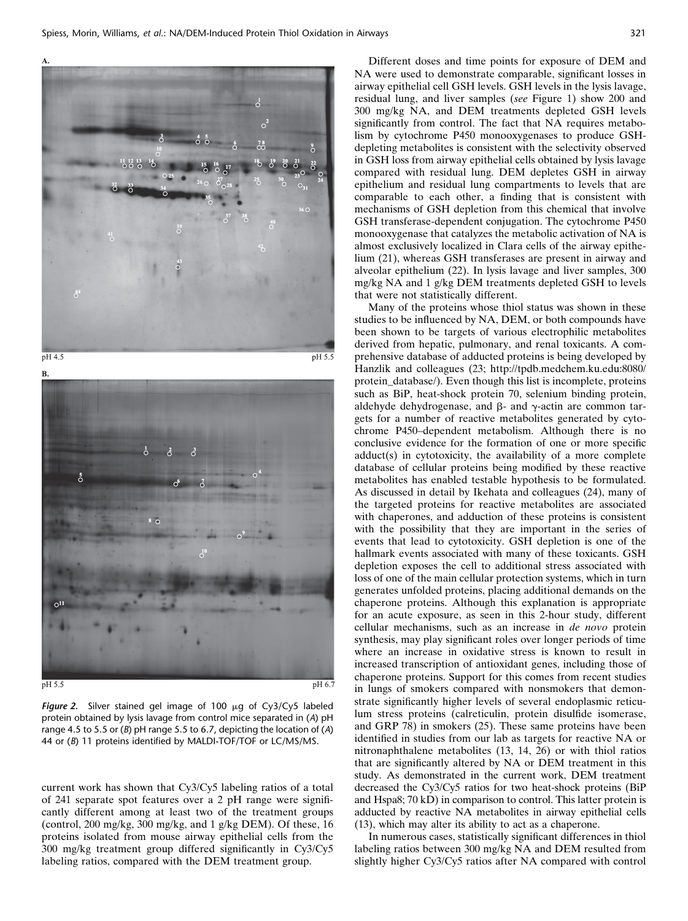A.

pH 4.5 pH 5.5

B.

pH 5.5 pH 6.7

***Figure 2.*** Silver stained gel image of 100 μg of Cy3/Cy5 labeled protein obtained by lysis lavage from control mice separated in (*A*) pH range 4.5 to 5.5 or (*B*) pH range 5.5 to 6.7, depicting the location of (*A*) 44 or (*B*) 11 proteins identified by MALDI-TOF/TOF or LC/MS/MS.

current work has shown that Cy3/Cy5 labeling ratios of a total of 241 separate spot features over a 2 pH range were significantly different among at least two of the treatment groups (control, 200 mg/kg, 300 mg/kg, and 1 g/kg DEM). Of these, 16 proteins isolated from mouse airway epithelial cells from the 300 mg/kg treatment group differed significantly in Cy3/Cy5 labeling ratios, compared with the DEM treatment group.

Different doses and time points for exposure of DEM and NA were used to demonstrate comparable, significant losses in airway epithelial cell GSH levels. GSH levels in the lysis lavage, residual lung, and liver samples (*see* Figure 1) show 200 and 300 mg/kg NA, and DEM treatments depleted GSH levels significantly from control. The fact that NA requires metabolism by cytochrome P450 monooxygenases to produce GSH-depleting metabolites is consistent with the selectivity observed in GSH loss from airway epithelial cells obtained by lysis lavage compared with residual lung. DEM depletes GSH in airway epithelium and residual lung compartments to levels that are comparable to each other, a finding that is consistent with mechanisms of GSH depletion from this chemical that involve GSH transferase-dependent conjugation. The cytochrome P450 monooxygenase that catalyzes the metabolic activation of NA is almost exclusively localized in Clara cells of the airway epithelium (21), whereas GSH transferases are present in airway and alveolar epithelium (22). In lysis lavage and liver samples, 300 mg/kg NA and 1 g/kg DEM treatments depleted GSH to levels that were not statistically different.

Many of the proteins whose thiol status was shown in these studies to be influenced by NA, DEM, or both compounds have been shown to be targets of various electrophilic metabolites derived from hepatic, pulmonary, and renal toxicants. A comprehensive database of adducted proteins is being developed by Hanzlik and colleagues (23; http://tpdb.medchem.ku.edu:8080/protein_database/). Even though this list is incomplete, proteins such as BiP, heat-shock protein 70, selenium binding protein, aldehyde dehydrogenase, and β- and γ-actin are common targets for a number of reactive metabolites generated by cytochrome P450–dependent metabolism. Although there is no conclusive evidence for the formation of one or more specific adduct(s) in cytotoxicity, the availability of a more complete database of cellular proteins being modified by these reactive metabolites has enabled testable hypothesis to be formulated. As discussed in detail by Ikehata and colleagues (24), many of the targeted proteins for reactive metabolites are associated with chaperones, and adduction of these proteins is consistent with the possibility that they are important in the series of events that lead to cytotoxicity. GSH depletion is one of the hallmark events associated with many of these toxicants. GSH depletion exposes the cell to additional stress associated with loss of one of the main cellular protection systems, which in turn generates unfolded proteins, placing additional demands on the chaperone proteins. Although this explanation is appropriate for an acute exposure, as seen in this 2-hour study, different cellular mechanisms, such as an increase in *de novo* protein synthesis, may play significant roles over longer periods of time where an increase in oxidative stress is known to result in increased transcription of antioxidant genes, including those of chaperone proteins. Support for this comes from recent studies in lungs of smokers compared with nonsmokers that demonstrate significantly higher levels of several endoplasmic reticulum stress proteins (calreticulin, protein disulfide isomerase, and GRP 78) in smokers (25). These same proteins have been identified in studies from our lab as targets for reactive NA or nitronaphthalene metabolites (13, 14, 26) or with thiol ratios that are significantly altered by NA or DEM treatment in this study. As demonstrated in the current work, DEM treatment decreased the Cy3/Cy5 ratios for two heat-shock proteins (BiP and Hspa8; 70 kD) in comparison to control. This latter protein is adducted by reactive NA metabolites in airway epithelial cells (13), which may alter its ability to act as a chaperone.

In numerous cases, statistically significant differences in thiol labeling ratios between 300 mg/kg NA and DEM resulted from slightly higher Cy3/Cy5 ratios after NA compared with control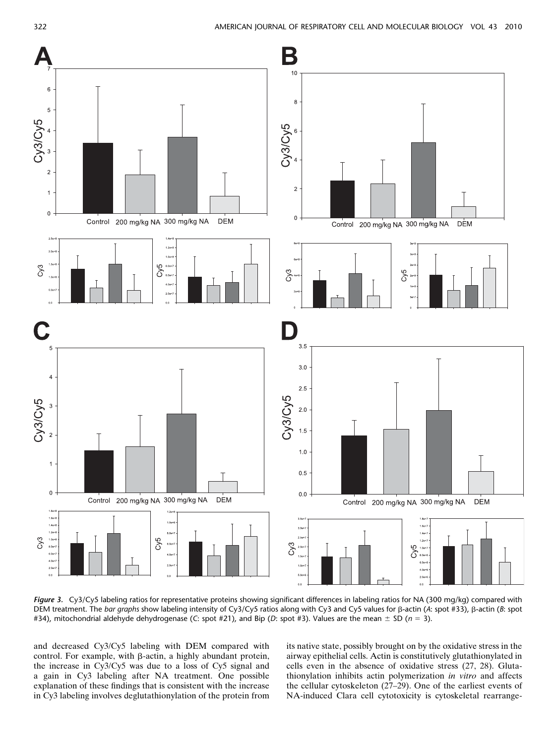**A**

Cy3/Cy5

0 1 2 3 4 5 6 7

Control 200 mg/kg NA 300 mg/kg NA DEM

Cy3

Cy5

**B**

Cy3/Cy5

0 2 4 6 8 10

Control 200 mg/kg NA 300 mg/kg NA DEM

Cy3

Cy5

**C**

Cy3/Cy5

0 1 2 3 4 5

Control 200 mg/kg NA 300 mg/kg NA DEM

Cy3

Cy5

**D**

Cy3/Cy5

0.0 0.5 1.0 1.5 2.0 2.5 3.0 3.5

Control 200 mg/kg NA 300 mg/kg NA DEM

Cy3

Cy5

***Figure 3.*** Cy3/Cy5 labeling ratios for representative proteins showing significant differences in labeling ratios for NA (300 mg/kg) compared with DEM treatment. The *bar graphs* show labeling intensity of Cy3/Cy5 ratios along with Cy3 and Cy5 values for β-actin (*A*: spot #33), β-actin (*B*: spot #34), mitochondrial aldehyde dehydrogenase (*C*: spot #21), and Bip (*D*: spot #3). Values are the mean ± SD ($n = 3$).

and decreased Cy3/Cy5 labeling with DEM compared with control. For example, with β-actin, a highly abundant protein, the increase in Cy3/Cy5 was due to a loss of Cy5 signal and a gain in Cy3 labeling after NA treatment. One possible explanation of these findings that is consistent with the increase in Cy3 labeling involves deglutathionylation of the protein from its native state, possibly brought on by the oxidative stress in the airway epithelial cells. Actin is constitutively glutathionylated in cells even in the absence of oxidative stress (27, 28). Glutathionylation inhibits actin polymerization *in vitro* and affects the cellular cytoskeleton (27–29). One of the earliest events of NA-induced Clara cell cytotoxicity is cytoskeletal rearrange-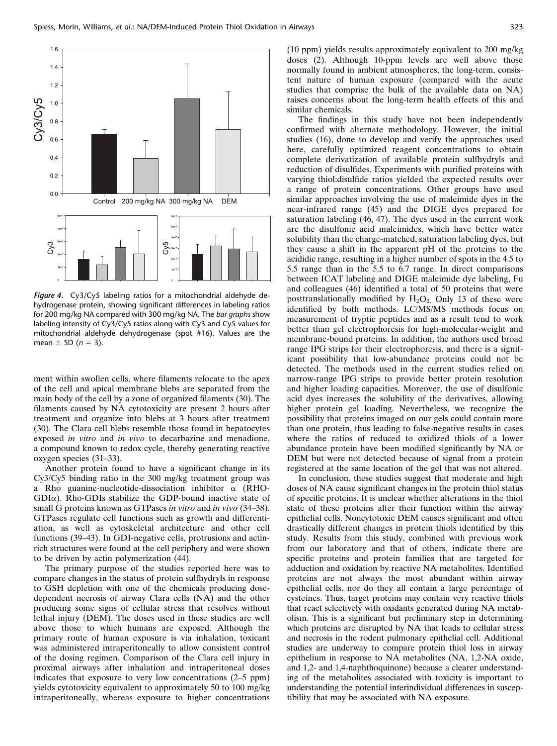1.6
1.4
1.2
1.0
0.8
0.6
0.4
0.2
0.0

Cy3/Cy5

Control 200 mg/kg NA 300 mg/kg NA DEM

Cy3

Cy5

*Figure 4.* Cy3/Cy5 labeling ratios for a mitochondrial aldehyde dehydrogenase protein, showing significant differences in labeling ratios for 200 mg/kg NA compared with 300 mg/kg NA. The *bar graphs* show labeling intensity of Cy3/Cy5 ratios along with Cy3 and Cy5 values for mitochondrial aldehyde dehydrogenase (spot #16). Values are the mean ± SD ($n$ = 3).

ment within swollen cells, where filaments relocate to the apex of the cell and apical membrane blebs are separated from the main body of the cell by a zone of organized filaments (30). The filaments caused by NA cytotoxicity are present 2 hours after treatment and organize into blebs at 3 hours after treatment (30). The Clara cell blebs resemble those found in hepatocytes exposed *in vitro* and *in vivo* to decarbazine and menadione, a compound known to redox cycle, thereby generating reactive oxygen species (31–33).

Another protein found to have a significant change in its Cy3/Cy5 binding ratio in the 300 mg/kg treatment group was a Rho guanine-nucleotide-dissociation inhibitor α (RHO-GDIα). Rho-GDIs stabilize the GDP-bound inactive state of small G proteins known as GTPases *in vitro* and *in vivo* (34–38). GTPases regulate cell functions such as growth and differentiation, as well as cytoskeletal architecture and other cell functions (39–43). In GDI-negative cells, protrusions and actin-rich structures were found at the cell periphery and were shown to be driven by actin polymerization (44).

The primary purpose of the studies reported here was to compare changes in the status of protein sulfhydryls in response to GSH depletion with one of the chemicals producing dose-dependent necrosis of airway Clara cells (NA) and the other producing some signs of cellular stress that resolves without lethal injury (DEM). The doses used in these studies are well above those to which humans are exposed. Although the primary route of human exposure is via inhalation, toxicant was administered intraperitoneally to allow consistent control of the dosing regimen. Comparison of the Clara cell injury in proximal airways after inhalation and intraperitoneal doses indicates that exposure to very low concentrations (2–5 ppm) yields cytotoxicity equivalent to approximately 50 to 100 mg/kg intraperitoneally, whereas exposure to higher concentrations (10 ppm) yields results approximately equivalent to 200 mg/kg doses (2). Although 10-ppm levels are well above those normally found in ambient atmospheres, the long-term, consistent nature of human exposure (compared with the acute studies that comprise the bulk of the available data on NA) raises concerns about the long-term health effects of this and similar chemicals.

The findings in this study have not been independently confirmed with alternate methodology. However, the initial studies (16), done to develop and verify the approaches used here, carefully optimized reagent concentrations to obtain complete derivatization of available protein sulfhydryls and reduction of disulfides. Experiments with purified proteins with varying thiol:disulfide ratios yielded the expected results over a range of protein concentrations. Other groups have used similar approaches involving the use of maleimide dyes in the near-infrared range (45) and the DIGE dyes prepared for saturation labeling (46, 47). The dyes used in the current work are the disulfonic acid maleimides, which have better water solubility than the charge-matched, saturation labeling dyes, but they cause a shift in the apparent pH of the proteins to the acididic range, resulting in a higher number of spots in the 4.5 to 5.5 range than in the 5.5 to 6.7 range. In direct comparisons between ICAT labeling and DIGE maleimide dye labeling, Fu and colleagues (46) identified a total of 50 proteins that were posttranslationally modified by $H_2O_2$. Only 13 of these were identified by both methods. LC/MS/MS methods focus on measurement of tryptic peptides and as a result tend to work better than gel electrophoresis for high-molecular-weight and membrane-bound proteins. In addition, the authors used broad range IPG strips for their electrophoresis, and there is a significant possibility that low-abundance proteins could not be detected. The methods used in the current studies relied on narrow-range IPG strips to provide better protein resolution and higher loading capacities. Moreover, the use of disulfonic acid dyes increases the solubility of the derivatives, allowing higher protein gel loading. Nevertheless, we recognize the possibility that proteins imaged on our gels could contain more than one protein, thus leading to false-negative results in cases where the ratios of reduced to oxidized thiols of a lower abundance protein have been modified significantly by NA or DEM but were not detected because of signal from a protein registered at the same location of the gel that was not altered.

In conclusion, these studies suggest that moderate and high doses of NA cause significant changes in the protein thiol status of specific proteins. It is unclear whether alterations in the thiol state of these proteins alter their function within the airway epithelial cells. Noncytotoxic DEM causes significant and often drastically different changes in protein thiols identified by this study. Results from this study, combined with previous work from our laboratory and that of others, indicate there are specific proteins and protein families that are targeted for adduction and oxidation by reactive NA metabolites. Identified proteins are not always the most abundant within airway epithelial cells, nor do they all contain a large percentage of cysteines. Thus, target proteins may contain very reactive thiols that react selectively with oxidants generated during NA metabolism. This is a significant but preliminary step in determining which proteins are disrupted by NA that leads to cellular stress and necrosis in the rodent pulmonary epithelial cell. Additional studies are underway to compare protein thiol loss in airway epithelium in response to NA metabolites (NA, 1,2-NA oxide, and 1,2- and 1,4-naphthoquinone) because a clearer understanding of the metabolites associated with toxicity is important to understanding the potential interindividual differences in susceptibility that may be associated with NA exposure.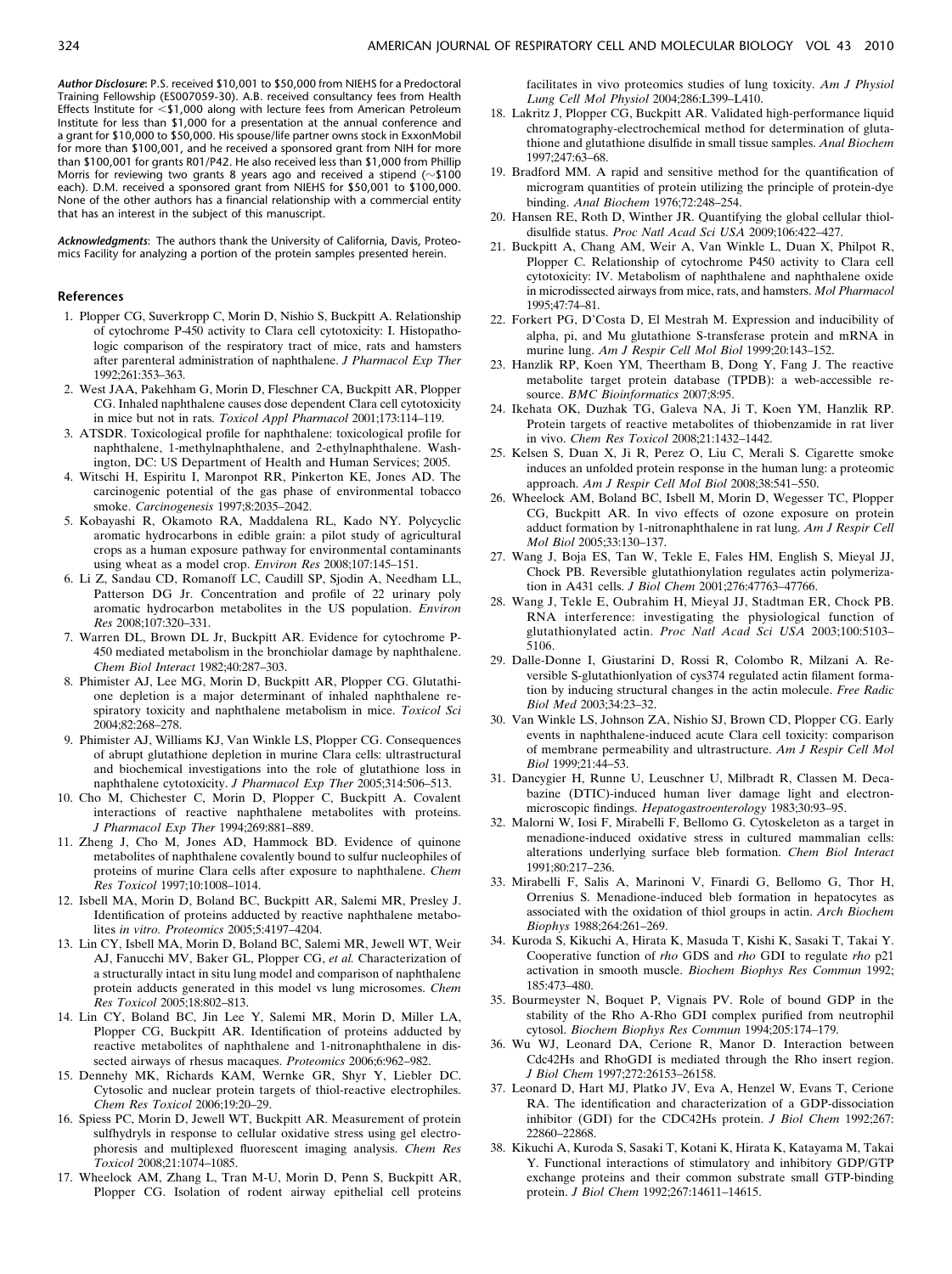***Author Disclosure***: P.S. received $10,001 to $50,000 from NIEHS for a Predoctoral Training Fellowship (ES007059-30). A.B. received consultancy fees from Health Effects Institute for <$1,000 along with lecture fees from American Petroleum Institute for less than $1,000 for a presentation at the annual conference and a grant for $10,000 to $50,000. His spouse/life partner owns stock in ExxonMobil for more than $100,001, and he received a sponsored grant from NIH for more than $100,001 for grants R01/P42. He also received less than $1,000 from Phillip Morris for reviewing two grants 8 years ago and received a stipend (~$100 each). D.M. received a sponsored grant from NIEHS for $50,001 to $100,000. None of the other authors has a financial relationship with a commercial entity that has an interest in the subject of this manuscript.

***Acknowledgments***: The authors thank the University of California, Davis, Proteomics Facility for analyzing a portion of the protein samples presented herein.

## References

1. Plopper CG, Suverkropp C, Morin D, Nishio S, Buckpitt A. Relationship of cytochrome P-450 activity to Clara cell cytotoxicity: I. Histopathologic comparison of the respiratory tract of mice, rats and hamsters after parenteral administration of naphthalene. *J Pharmacol Exp Ther* 1992;261:353–363.
2. West JAA, Pakehham G, Morin D, Fleschner CA, Buckpitt AR, Plopper CG. Inhaled naphthalene causes dose dependent Clara cell cytotoxicity in mice but not in rats. *Toxicol Appl Pharmacol* 2001;173:114–119.
3. ATSDR. Toxicological profile for naphthalene: toxicological profile for naphthalene, 1-methylnaphthalene, and 2-ethylnaphthalene. Washington, DC: US Department of Health and Human Services; 2005.
4. Witschi H, Espiritu I, Maronpot RR, Pinkerton KE, Jones AD. The carcinogenic potential of the gas phase of environmental tobacco smoke. *Carcinogenesis* 1997;8:2035–2042.
5. Kobayashi R, Okamoto RA, Maddalena RL, Kado NY. Polycyclic aromatic hydrocarbons in edible grain: a pilot study of agricultural crops as a human exposure pathway for environmental contaminants using wheat as a model crop. *Environ Res* 2008;107:145–151.
6. Li Z, Sandau CD, Romanoff LC, Caudill SP, Sjodin A, Needham LL, Patterson DG Jr. Concentration and profile of 22 urinary poly aromatic hydrocarbon metabolites in the US population. *Environ Res* 2008;107:320–331.
7. Warren DL, Brown DL Jr, Buckpitt AR. Evidence for cytochrome P-450 mediated metabolism in the bronchiolar damage by naphthalene. *Chem Biol Interact* 1982;40:287–303.
8. Phimister AJ, Lee MG, Morin D, Buckpitt AR, Plopper CG. Glutathione depletion is a major determinant of inhaled naphthalene respiratory toxicity and naphthalene metabolism in mice. *Toxicol Sci* 2004;82:268–278.
9. Phimister AJ, Williams KJ, Van Winkle LS, Plopper CG. Consequences of abrupt glutathione depletion in murine Clara cells: ultrastructural and biochemical investigations into the role of glutathione loss in naphthalene cytotoxicity. *J Pharmacol Exp Ther* 2005;314:506–513.
10. Cho M, Chichester C, Morin D, Plopper C, Buckpitt A. Covalent interactions of reactive naphthalene metabolites with proteins. *J Pharmacol Exp Ther* 1994;269:881–889.
11. Zheng J, Cho M, Jones AD, Hammock BD. Evidence of quinone metabolites of naphthalene covalently bound to sulfur nucleophiles of proteins of murine Clara cells after exposure to naphthalene. *Chem Res Toxicol* 1997;10:1008–1014.
12. Isbell MA, Morin D, Boland BC, Buckpitt AR, Salemi MR, Presley J. Identification of proteins adducted by reactive naphthalene metabolites *in vitro*. *Proteomics* 2005;5:4197–4204.
13. Lin CY, Isbell MA, Morin D, Boland BC, Salemi MR, Jewell WT, Weir AJ, Fanucchi MV, Baker GL, Plopper CG, *et al.* Characterization of a structurally intact in situ lung model and comparison of naphthalene protein adducts generated in this model vs lung microsomes. *Chem Res Toxicol* 2005;18:802–813.
14. Lin CY, Boland BC, Jin Lee Y, Salemi MR, Morin D, Miller LA, Plopper CG, Buckpitt AR. Identification of proteins adducted by reactive metabolites of naphthalene and 1-nitronaphthalene in dissected airways of rhesus macaques. *Proteomics* 2006;6:962–982.
15. Dennehy MK, Richards KAM, Wernke GR, Shyr Y, Liebler DC. Cytosolic and nuclear protein targets of thiol-reactive electrophiles. *Chem Res Toxicol* 2006;19:20–29.
16. Spiess PC, Morin D, Jewell WT, Buckpitt AR. Measurement of protein sulfhydryls in response to cellular oxidative stress using gel electrophoresis and multiplexed fluorescent imaging analysis. *Chem Res Toxicol* 2008;21:1074–1085.
17. Wheelock AM, Zhang L, Tran M-U, Morin D, Penn S, Buckpitt AR, Plopper CG. Isolation of rodent airway epithelial cell proteins facilitates in vivo proteomics studies of lung toxicity. *Am J Physiol Lung Cell Mol Physiol* 2004;286:L399–L410.
18. Lakritz J, Plopper CG, Buckpitt AR. Validated high-performance liquid chromatography-electrochemical method for determination of glutathione and glutathione disulfide in small tissue samples. *Anal Biochem* 1997;247:63–68.
19. Bradford MM. A rapid and sensitive method for the quantification of microgram quantities of protein utilizing the principle of protein-dye binding. *Anal Biochem* 1976;72:248–254.
20. Hansen RE, Roth D, Winther JR. Quantifying the global cellular thiol-disulfide status. *Proc Natl Acad Sci USA* 2009;106:422–427.
21. Buckpitt A, Chang AM, Weir A, Van Winkle L, Duan X, Philpot R, Plopper C. Relationship of cytochrome P450 activity to Clara cell cytotoxicity: IV. Metabolism of naphthalene and naphthalene oxide in microdissected airways from mice, rats, and hamsters. *Mol Pharmacol* 1995;47:74–81.
22. Forkert PG, D'Costa D, El Mestrah M. Expression and inducibility of alpha, pi, and Mu glutathione S-transferase protein and mRNA in murine lung. *Am J Respir Cell Mol Biol* 1999;20:143–152.
23. Hanzlik RP, Koen YM, Theertham B, Dong Y, Fang J. The reactive metabolite target protein database (TPDB): a web-accessible resource. *BMC Bioinformatics* 2007;8:95.
24. Ikehata OK, Duzhak TG, Galeva NA, Ji T, Koen YM, Hanzlik RP. Protein targets of reactive metabolites of thiobenzamide in rat liver in vivo. *Chem Res Toxicol* 2008;21:1432–1442.
25. Kelsen S, Duan X, Ji R, Perez O, Liu C, Merali S. Cigarette smoke induces an unfolded protein response in the human lung: a proteomic approach. *Am J Respir Cell Mol Biol* 2008;38:541–550.
26. Wheelock AM, Boland BC, Isbell M, Morin D, Wegesser TC, Plopper CG, Buckpitt AR. In vivo effects of ozone exposure on protein adduct formation by 1-nitronaphthalene in rat lung. *Am J Respir Cell Mol Biol* 2005;33:130–137.
27. Wang J, Boja ES, Tan W, Tekle E, Fales HM, English S, Mieyal JJ, Chock PB. Reversible glutathionylation regulates actin polymerization in A431 cells. *J Biol Chem* 2001;276:47763–47766.
28. Wang J, Tekle E, Oubrahim H, Mieyal JJ, Stadtman ER, Chock PB. RNA interference: investigating the physiological function of glutathionylated actin. *Proc Natl Acad Sci USA* 2003;100:5103–5106.
29. Dalle-Donne I, Giustarini D, Rossi R, Colombo R, Milzani A. Reversible S-glutathionlyation of cys374 regulated actin filament formation by inducing structural changes in the actin molecule. *Free Radic Biol Med* 2003;34:23–32.
30. Van Winkle LS, Johnson ZA, Nishio SJ, Brown CD, Plopper CG. Early events in naphthalene-induced acute Clara cell toxicity: comparison of membrane permeability and ultrastructure. *Am J Respir Cell Mol Biol* 1999;21:44–53.
31. Dancygier H, Runne U, Leuschner U, Milbradt R, Classen M. Decabazine (DTIC)-induced human liver damage light and electron-microscopic findings. *Hepatogastroenterology* 1983;30:93–95.
32. Malorni W, Iosi F, Mirabelli F, Bellomo G. Cytoskeleton as a target in menadione-induced oxidative stress in cultured mammalian cells: alterations underlying surface bleb formation. *Chem Biol Interact* 1991;80:217–236.
33. Mirabelli F, Salis A, Marinoni V, Finardi G, Bellomo G, Thor H, Orrenius S. Menadione-induced bleb formation in hepatocytes as associated with the oxidation of thiol groups in actin. *Arch Biochem Biophys* 1988;264:261–269.
34. Kuroda S, Kikuchi A, Hirata K, Masuda T, Kishi K, Sasaki T, Takai Y. Cooperative function of *rho* GDS and *rho* GDI to regulate *rho* p21 activation in smooth muscle. *Biochem Biophys Res Commun* 1992; 185:473–480.
35. Bourmeyster N, Boquet P, Vignais PV. Role of bound GDP in the stability of the Rho A-Rho GDI complex purified from neutrophil cytosol. *Biochem Biophys Res Commun* 1994;205:174–179.
36. Wu WJ, Leonard DA, Cerione R, Manor D. Interaction between Cdc42Hs and RhoGDI is mediated through the Rho insert region. *J Biol Chem* 1997;272:26153–26158.
37. Leonard D, Hart MJ, Platko JV, Eva A, Henzel W, Evans T, Cerione RA. The identification and characterization of a GDP-dissociation inhibitor (GDI) for the CDC42Hs protein. *J Biol Chem* 1992;267: 22860–22868.
38. Kikuchi A, Kuroda S, Sasaki T, Kotani K, Hirata K, Katayama M, Takai Y. Functional interactions of stimulatory and inhibitory GDP/GTP exchange proteins and their common substrate small GTP-binding protein. *J Biol Chem* 1992;267:14611–14615.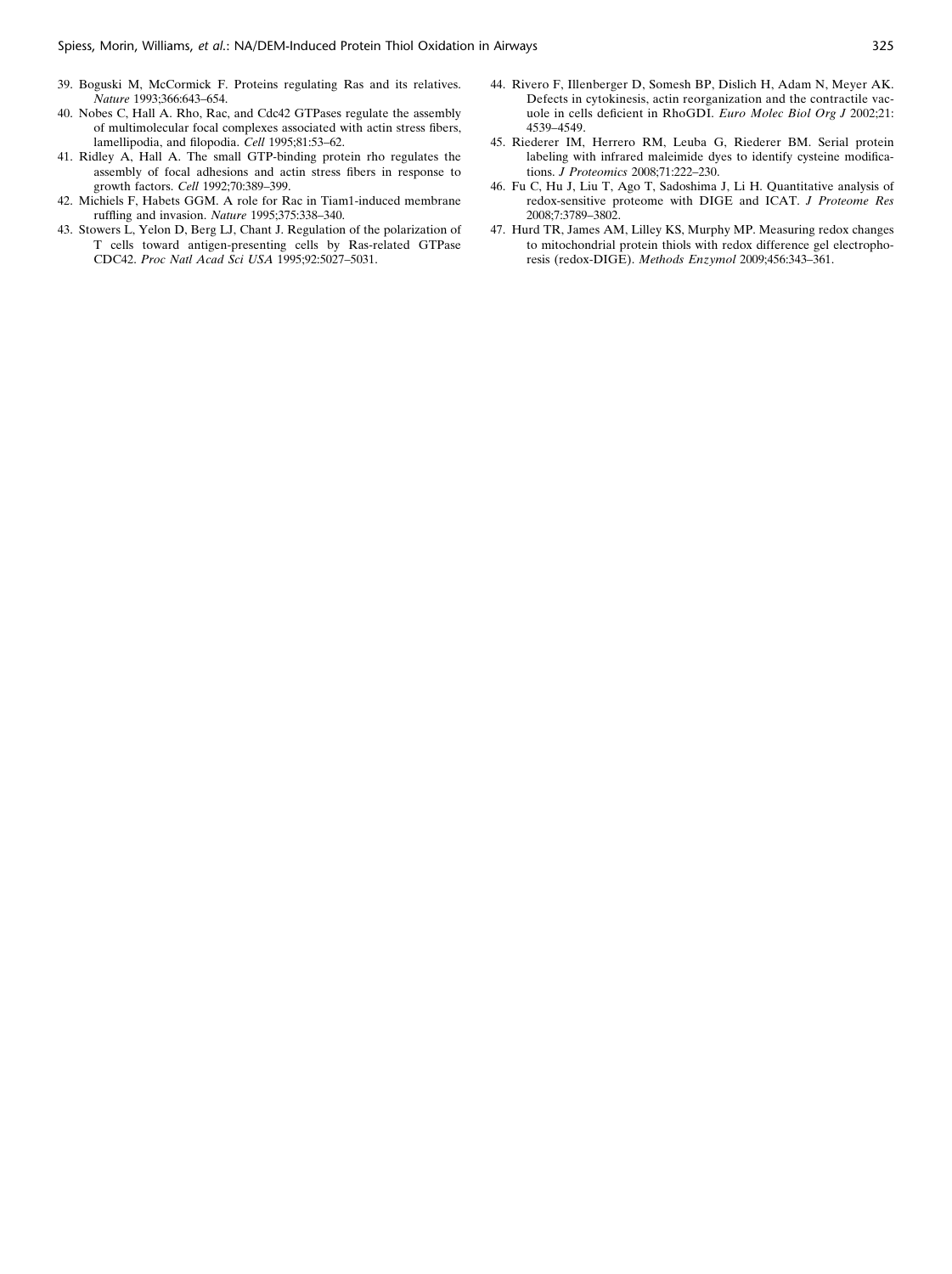39. Boguski M, McCormick F. Proteins regulating Ras and its relatives. *Nature* 1993;366:643–654.
40. Nobes C, Hall A. Rho, Rac, and Cdc42 GTPases regulate the assembly of multimolecular focal complexes associated with actin stress fibers, lamellipodia, and filopodia. *Cell* 1995;81:53–62.
41. Ridley A, Hall A. The small GTP-binding protein rho regulates the assembly of focal adhesions and actin stress fibers in response to growth factors. *Cell* 1992;70:389–399.
42. Michiels F, Habets GGM. A role for Rac in Tiam1-induced membrane ruffling and invasion. *Nature* 1995;375:338–340.
43. Stowers L, Yelon D, Berg LJ, Chant J. Regulation of the polarization of T cells toward antigen-presenting cells by Ras-related GTPase CDC42. *Proc Natl Acad Sci USA* 1995;92:5027–5031.
44. Rivero F, Illenberger D, Somesh BP, Dislich H, Adam N, Meyer AK. Defects in cytokinesis, actin reorganization and the contractile vacuole in cells deficient in RhoGDI. *Euro Molec Biol Org J* 2002;21: 4539–4549.
45. Riederer IM, Herrero RM, Leuba G, Riederer BM. Serial protein labeling with infrared maleimide dyes to identify cysteine modifications. *J Proteomics* 2008;71:222–230.
46. Fu C, Hu J, Liu T, Ago T, Sadoshima J, Li H. Quantitative analysis of redox-sensitive proteome with DIGE and ICAT. *J Proteome Res* 2008;7:3789–3802.
47. Hurd TR, James AM, Lilley KS, Murphy MP. Measuring redox changes to mitochondrial protein thiols with redox difference gel electrophoresis (redox-DIGE). *Methods Enzymol* 2009;456:343–361.